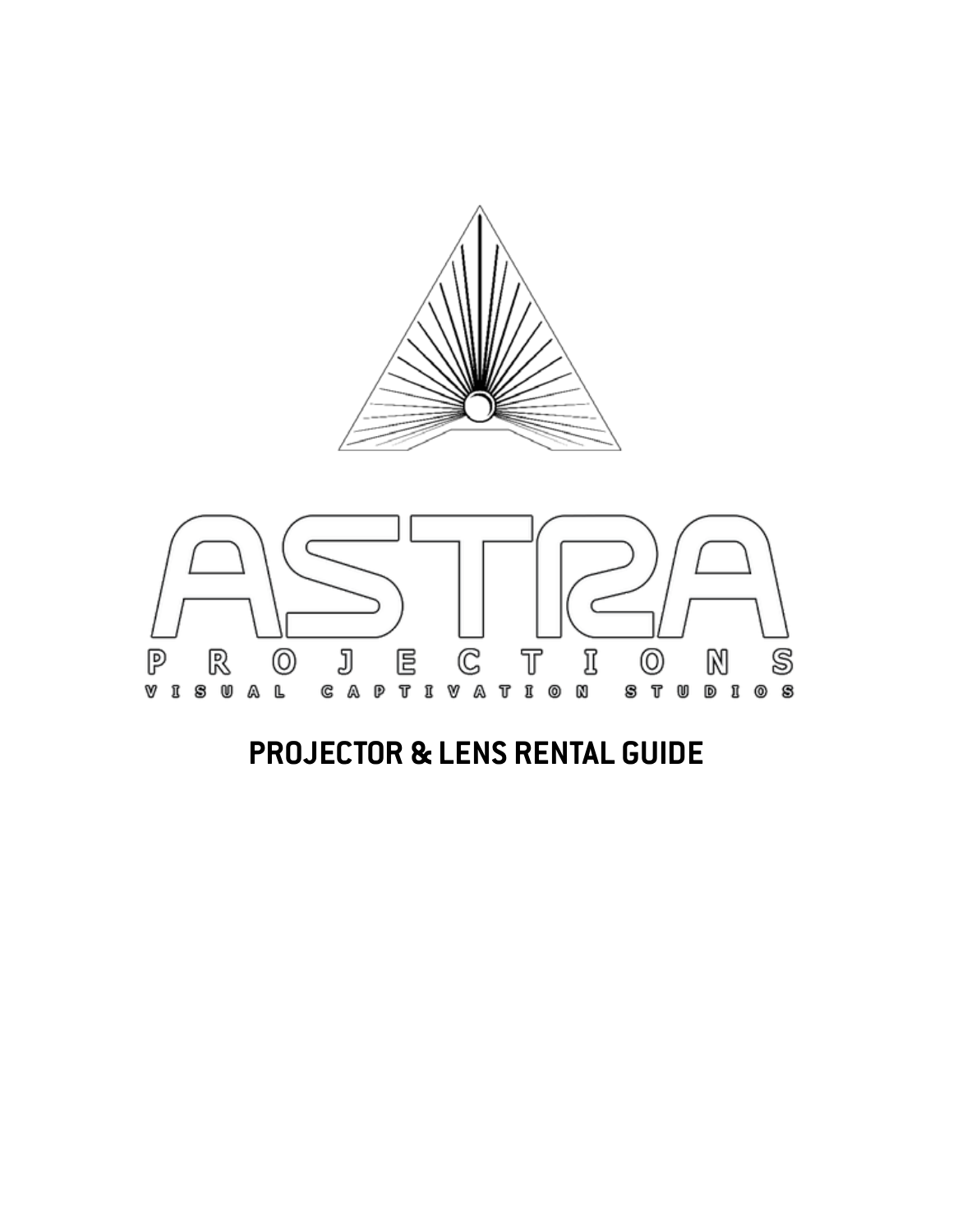# ASTRA

PROJECTIONS

VISUAL CAPTIVATION STUDIOS

## PROJECTOR & LENS RENTAL GUIDE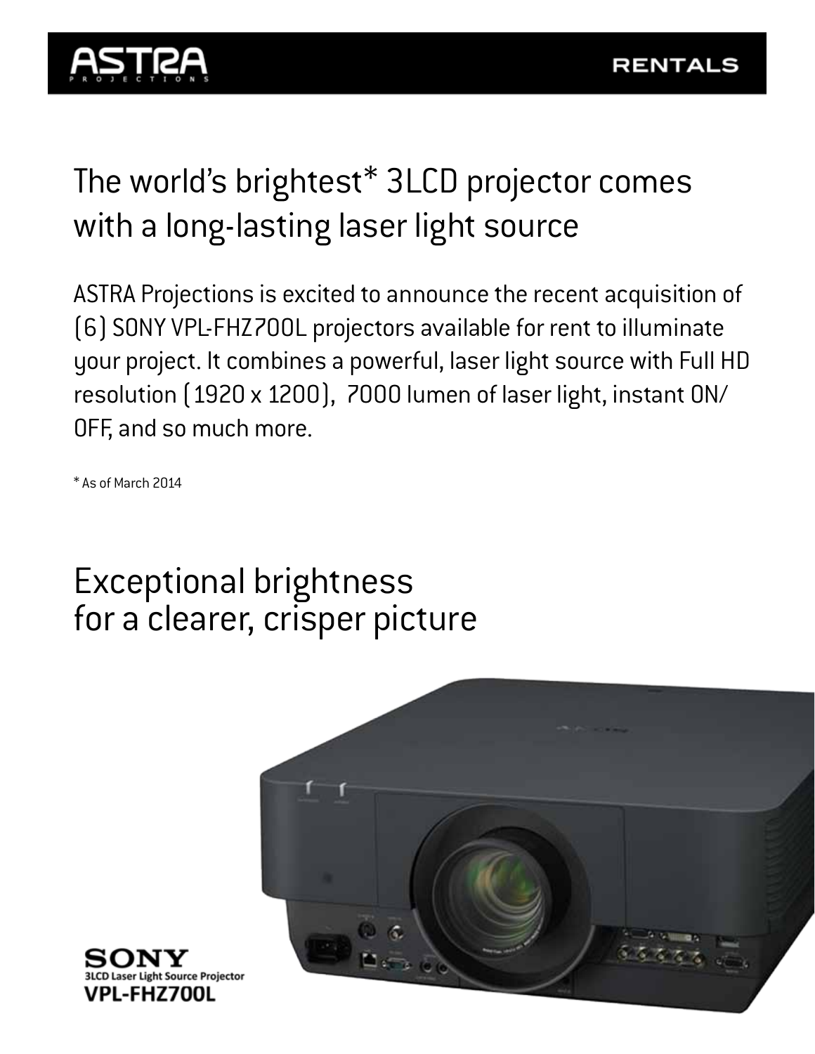ASTRA PROJECTIONS

RENTALS

# The world's brightest* 3LCD projector comes with a long-lasting laser light source

ASTRA Projections is excited to announce the recent acquisition of (6) SONY VPL-FHZ700L projectors available for rent to illuminate your project. It combines a powerful, laser light source with Full HD resolution (1920 x 1200), 7000 lumen of laser light, instant ON/OFF, and so much more.

* As of March 2014

# Exceptional brightness for a clearer, crisper picture

SONY
3LCD Laser Light Source Projector
**VPL-FHZ700L**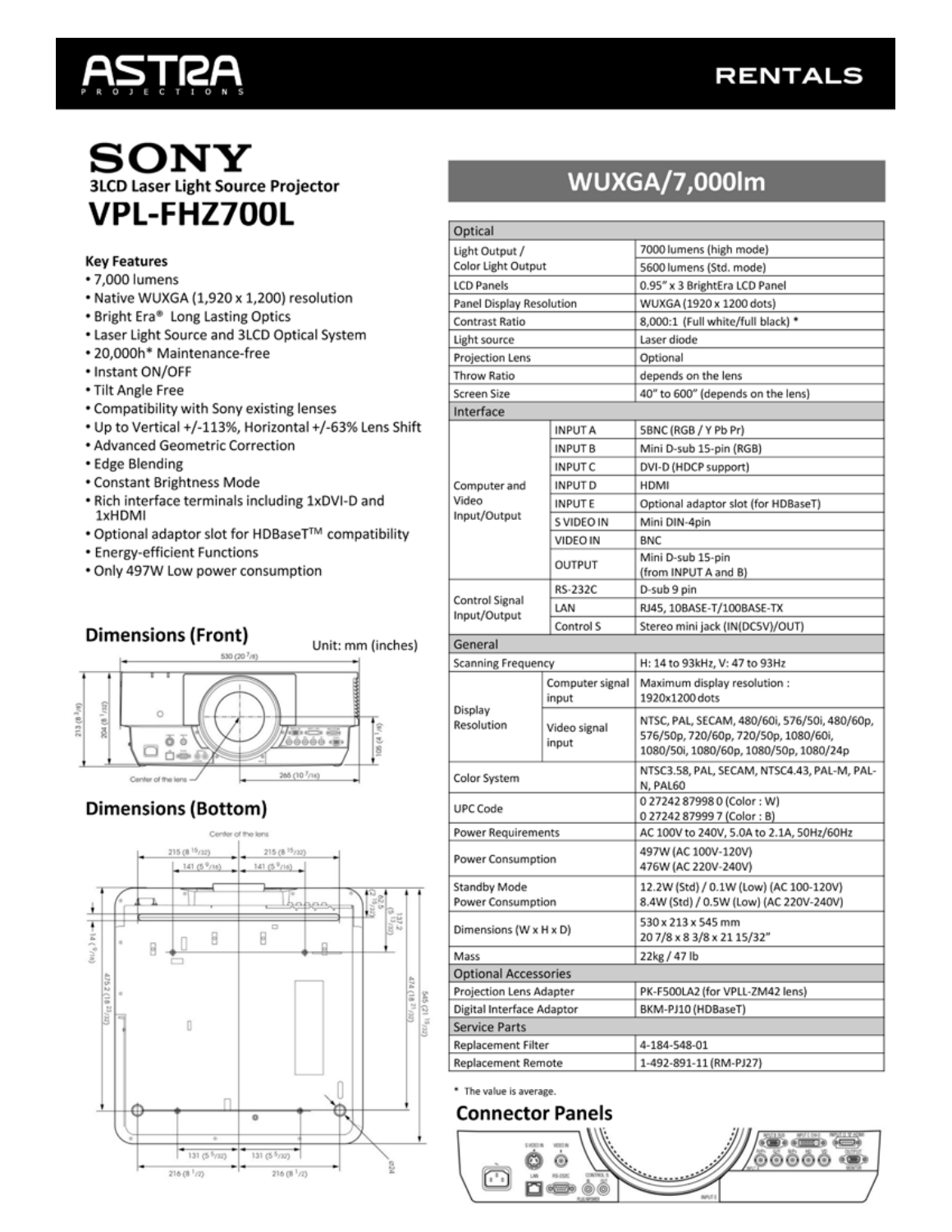# ASTRA PROJECTIONS — RENTALS

## SONY

### 3LCD Laser Light Source Projector

# VPL-FHZ700L

**Key Features**

- 7,000 lumens
- Native WUXGA (1,920 x 1,200) resolution
- Bright Era® Long Lasting Optics
- Laser Light Source and 3LCD Optical System
- 20,000h* Maintenance-free
- Instant ON/OFF
- Tilt Angle Free
- Compatibility with Sony existing lenses
- Up to Vertical +/-113%, Horizontal +/-63% Lens Shift
- Advanced Geometric Correction
- Edge Blending
- Constant Brightness Mode
- Rich interface terminals including 1xDVI-D and 1xHDMI
- Optional adaptor slot for HDBaseT™ compatibility
- Energy-efficient Functions
- Only 497W Low power consumption

## Dimensions (Front)

Unit: mm (inches)

## Dimensions (Bottom)

## WUXGA/7,000lm

| Optical | | |
|---|---|---|
| Light Output / Color Light Output | | 7000 lumens (high mode) |
| | | 5600 lumens (Std. mode) |
| LCD Panels | | 0.95" x 3 BrightEra LCD Panel |
| Panel Display Resolution | | WUXGA (1920 x 1200 dots) |
| Contrast Ratio | | 8,000:1 (Full white/full black) * |
| Light source | | Laser diode |
| Projection Lens | | Optional |
| Throw Ratio | | depends on the lens |
| Screen Size | | 40" to 600" (depends on the lens) |
| **Interface** | | |
| Computer and Video Input/Output | INPUT A | 5BNC (RGB / Y Pb Pr) |
| | INPUT B | Mini D-sub 15-pin (RGB) |
| | INPUT C | DVI-D (HDCP support) |
| | INPUT D | HDMI |
| | INPUT E | Optional adaptor slot (for HDBaseT) |
| | S VIDEO IN | Mini DIN-4pin |
| | VIDEO IN | BNC |
| | OUTPUT | Mini D-sub 15-pin (from INPUT A and B) |
| Control Signal Input/Output | RS-232C | D-sub 9 pin |
| | LAN | RJ45, 10BASE-T/100BASE-TX |
| | Control S | Stereo mini jack (IN(DC5V)/OUT) |
| **General** | | |
| Scanning Frequency | | H: 14 to 93kHz, V: 47 to 93Hz |
| Display Resolution | Computer signal input | Maximum display resolution : 1920x1200 dots |
| | Video signal input | NTSC, PAL, SECAM, 480/60i, 576/50i, 480/60p, 576/50p, 720/60p, 720/50p, 1080/60i, 1080/50i, 1080/60p, 1080/50p, 1080/24p |
| Color System | | NTSC3.58, PAL, SECAM, NTSC4.43, PAL-M, PAL-N, PAL60 |
| UPC Code | | 0 27242 87998 0 (Color : W)<br>0 27242 87999 7 (Color : B) |
| Power Requirements | | AC 100V to 240V, 5.0A to 2.1A, 50Hz/60Hz |
| Power Consumption | | 497W (AC 100V-120V)<br>476W (AC 220V-240V) |
| Standby Mode Power Consumption | | 12.2W (Std) / 0.1W (Low) (AC 100-120V)<br>8.4W (Std) / 0.5W (Low) (AC 220V-240V) |
| Dimensions (W x H x D) | | 530 x 213 x 545 mm<br>20 7/8 x 8 3/8 x 21 15/32" |
| Mass | | 22kg / 47 lb |
| **Optional Accessories** | | |
| Projection Lens Adapter | | PK-F500LA2 (for VPLL-ZM42 lens) |
| Digital Interface Adaptor | | BKM-PJ10 (HDBaseT) |
| **Service Parts** | | |
| Replacement Filter | | 4-184-548-01 |
| Replacement Remote | | 1-492-891-11 (RM-PJ27) |

\* The value is average.

## Connector Panels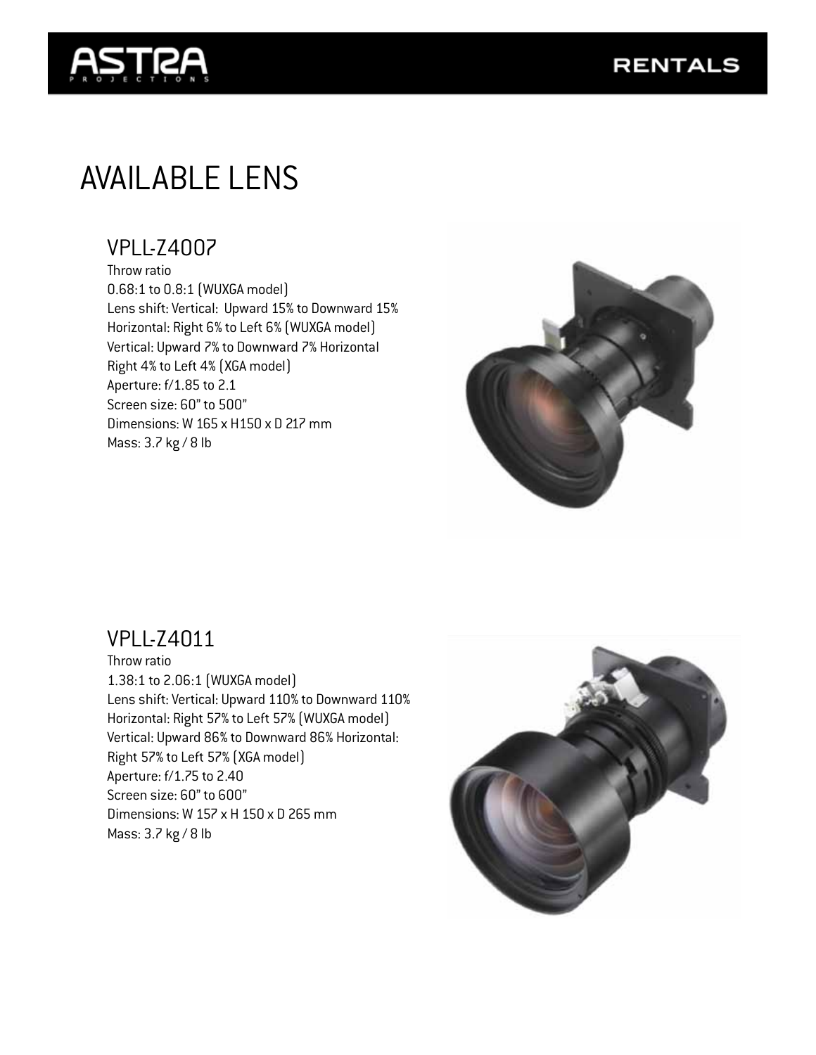# AVAILABLE LENS

## VPLL-Z4007

Throw ratio
0.68:1 to 0.8:1 (WUXGA model)
Lens shift: Vertical: Upward 15% to Downward 15%
Horizontal: Right 6% to Left 6% (WUXGA model)
Vertical: Upward 7% to Downward 7% Horizontal
Right 4% to Left 4% (XGA model)
Aperture: f/1.85 to 2.1
Screen size: 60" to 500"
Dimensions: W 165 x H150 x D 217 mm
Mass: 3.7 kg / 8 lb

## VPLL-Z4011

Throw ratio
1.38:1 to 2.06:1 (WUXGA model)
Lens shift: Vertical: Upward 110% to Downward 110%
Horizontal: Right 57% to Left 57% (WUXGA model)
Vertical: Upward 86% to Downward 86% Horizontal:
Right 57% to Left 57% (XGA model)
Aperture: f/1.75 to 2.40
Screen size: 60" to 600"
Dimensions: W 157 x H 150 x D 265 mm
Mass: 3.7 kg / 8 lb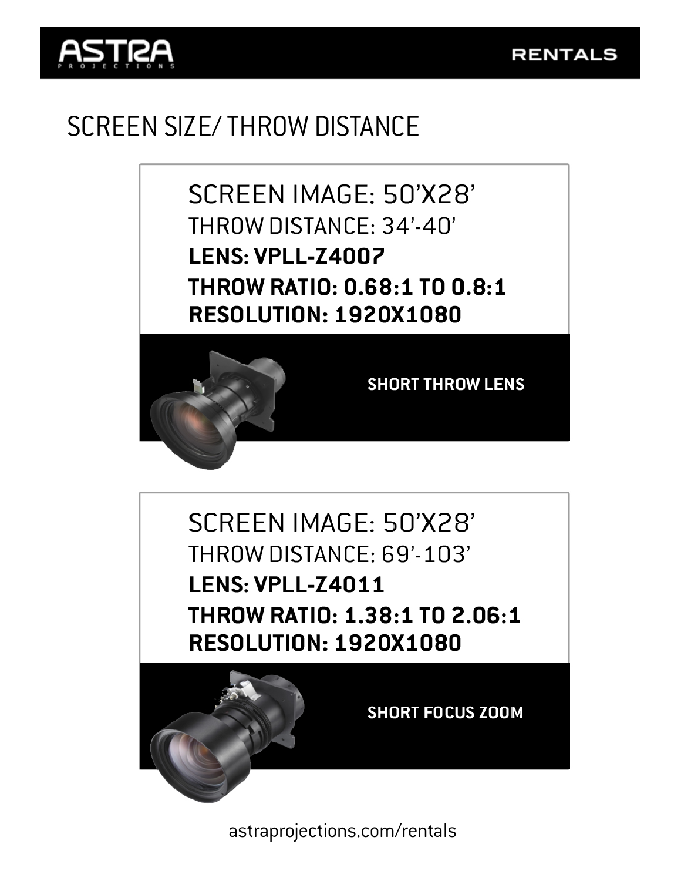# SCREEN SIZE/ THROW DISTANCE

SCREEN IMAGE: 50'X28'

THROW DISTANCE: 34'-40'

**LENS: VPLL-Z4007**

**THROW RATIO: 0.68:1 TO 0.8:1**

**RESOLUTION: 1920X1080**

**SHORT THROW LENS**

SCREEN IMAGE: 50'X28'

THROW DISTANCE: 69'-103'

**LENS: VPLL-Z4011**

**THROW RATIO: 1.38:1 TO 2.06:1**

**RESOLUTION: 1920X1080**

**SHORT FOCUS ZOOM**

astraprojections.com/rentals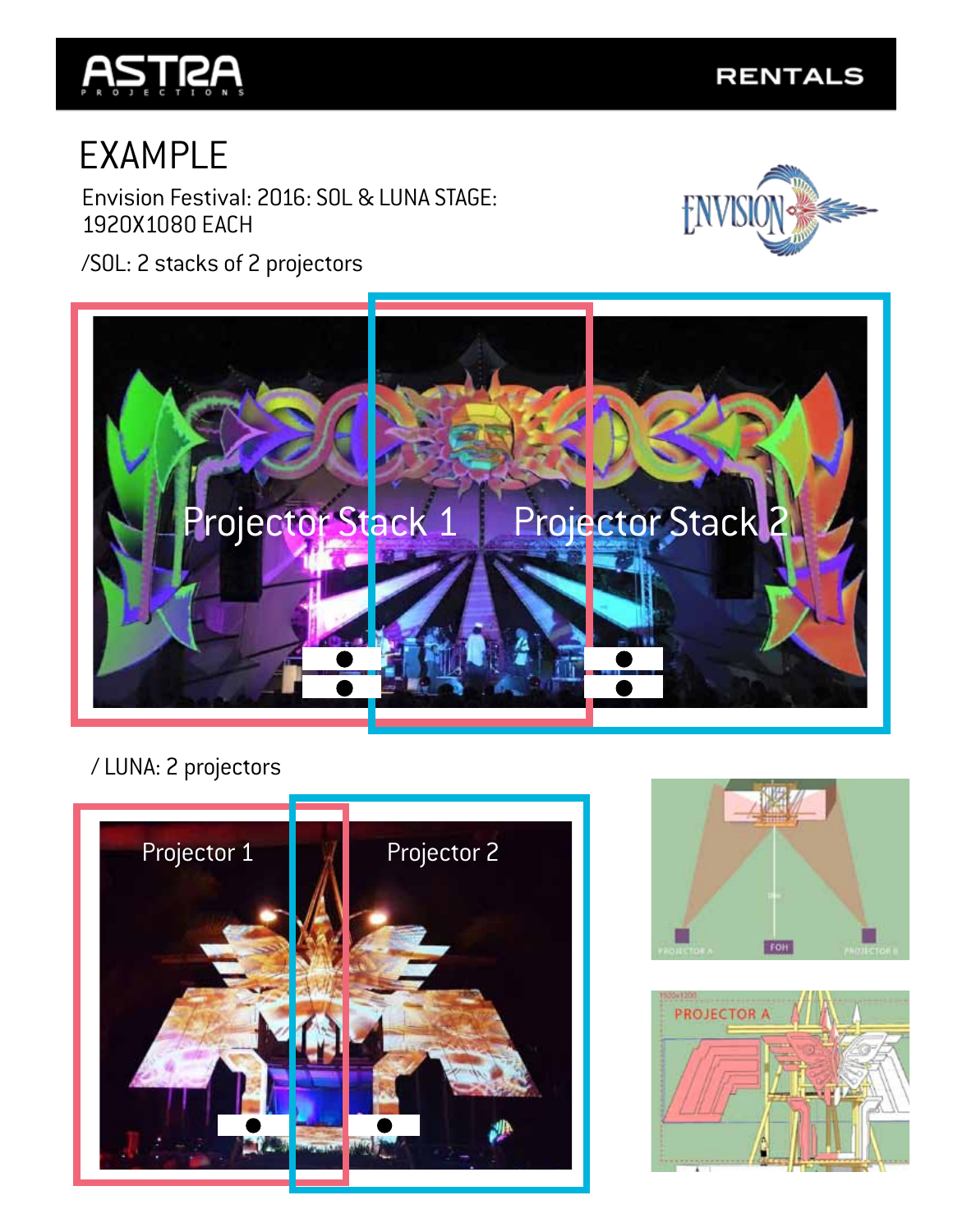# EXAMPLE

Envision Festival: 2016: SOL & LUNA STAGE: 1920X1080 EACH

/SOL: 2 stacks of 2 projectors

Projector Stack 1

Projector Stack 2

/ LUNA: 2 projectors

Projector 1

Projector 2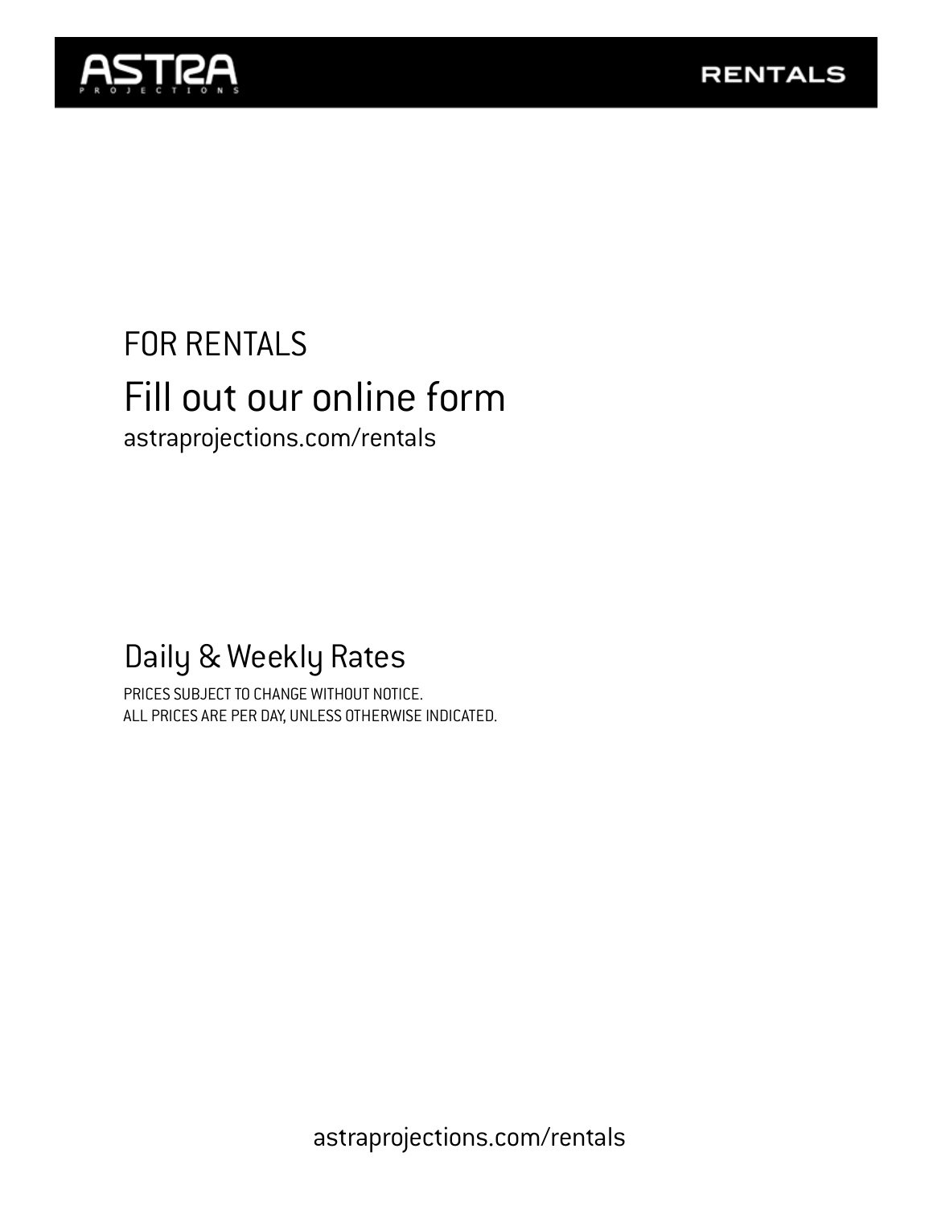FOR RENTALS

# Fill out our online form

astraprojections.com/rentals

## Daily & Weekly Rates

PRICES SUBJECT TO CHANGE WITHOUT NOTICE.
ALL PRICES ARE PER DAY, UNLESS OTHERWISE INDICATED.

astraprojections.com/rentals